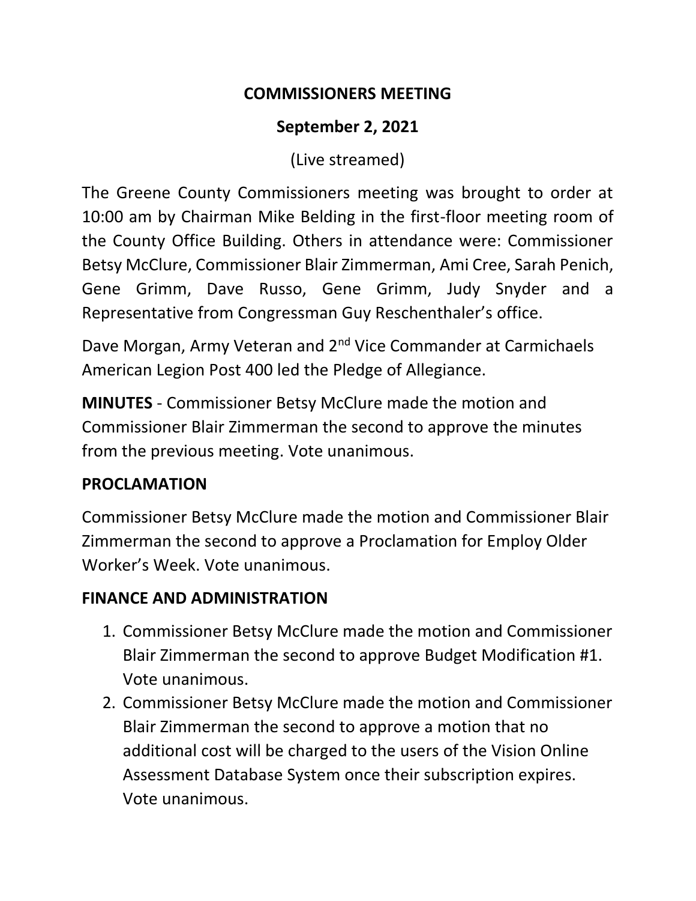# COMMISSIONERS MEETING

## September 2, 2021

(Live streamed)

The Greene County Commissioners meeting was brought to order at 10:00 am by Chairman Mike Belding in the first-floor meeting room of the County Office Building. Others in attendance were: Commissioner Betsy McClure, Commissioner Blair Zimmerman, Ami Cree, Sarah Penich, Gene Grimm, Dave Russo, Gene Grimm, Judy Snyder and a Representative from Congressman Guy Reschenthaler's office.

Dave Morgan, Army Veteran and 2nd Vice Commander at Carmichaels American Legion Post 400 led the Pledge of Allegiance.

**MINUTES** - Commissioner Betsy McClure made the motion and Commissioner Blair Zimmerman the second to approve the minutes from the previous meeting. Vote unanimous.

### PROCLAMATION

Commissioner Betsy McClure made the motion and Commissioner Blair Zimmerman the second to approve a Proclamation for Employ Older Worker's Week. Vote unanimous.

### FINANCE AND ADMINISTRATION

1. Commissioner Betsy McClure made the motion and Commissioner Blair Zimmerman the second to approve Budget Modification #1. Vote unanimous.
2. Commissioner Betsy McClure made the motion and Commissioner Blair Zimmerman the second to approve a motion that no additional cost will be charged to the users of the Vision Online Assessment Database System once their subscription expires. Vote unanimous.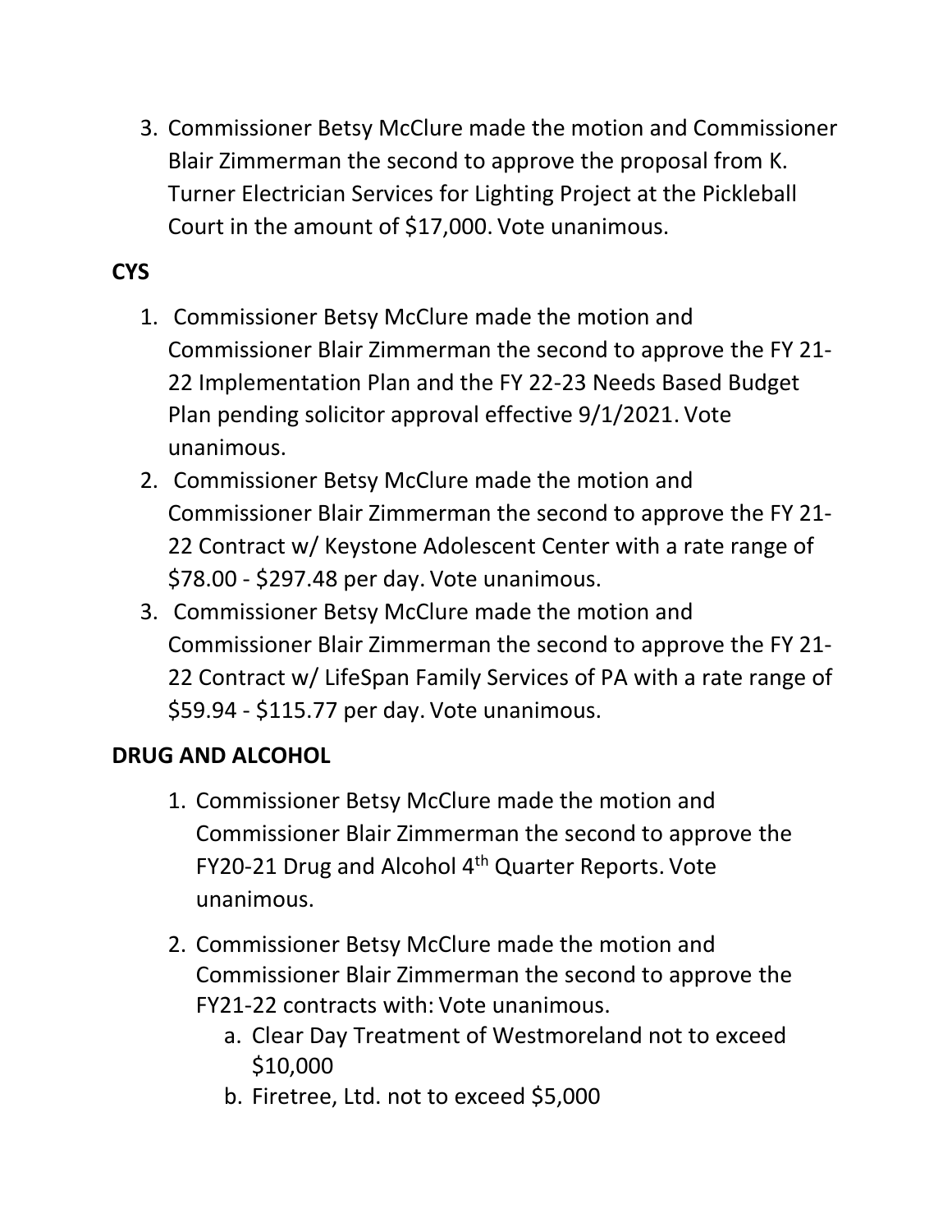3. Commissioner Betsy McClure made the motion and Commissioner Blair Zimmerman the second to approve the proposal from K. Turner Electrician Services for Lighting Project at the Pickleball Court in the amount of $17,000. Vote unanimous.

**CYS**

1. Commissioner Betsy McClure made the motion and Commissioner Blair Zimmerman the second to approve the FY 21-22 Implementation Plan and the FY 22-23 Needs Based Budget Plan pending solicitor approval effective 9/1/2021. Vote unanimous.
2. Commissioner Betsy McClure made the motion and Commissioner Blair Zimmerman the second to approve the FY 21-22 Contract w/ Keystone Adolescent Center with a rate range of $78.00 - $297.48 per day. Vote unanimous.
3. Commissioner Betsy McClure made the motion and Commissioner Blair Zimmerman the second to approve the FY 21-22 Contract w/ LifeSpan Family Services of PA with a rate range of $59.94 - $115.77 per day. Vote unanimous.

**DRUG AND ALCOHOL**

1. Commissioner Betsy McClure made the motion and Commissioner Blair Zimmerman the second to approve the FY20-21 Drug and Alcohol 4th Quarter Reports. Vote unanimous.

2. Commissioner Betsy McClure made the motion and Commissioner Blair Zimmerman the second to approve the FY21-22 contracts with: Vote unanimous.
   a. Clear Day Treatment of Westmoreland not to exceed $10,000
   b. Firetree, Ltd. not to exceed $5,000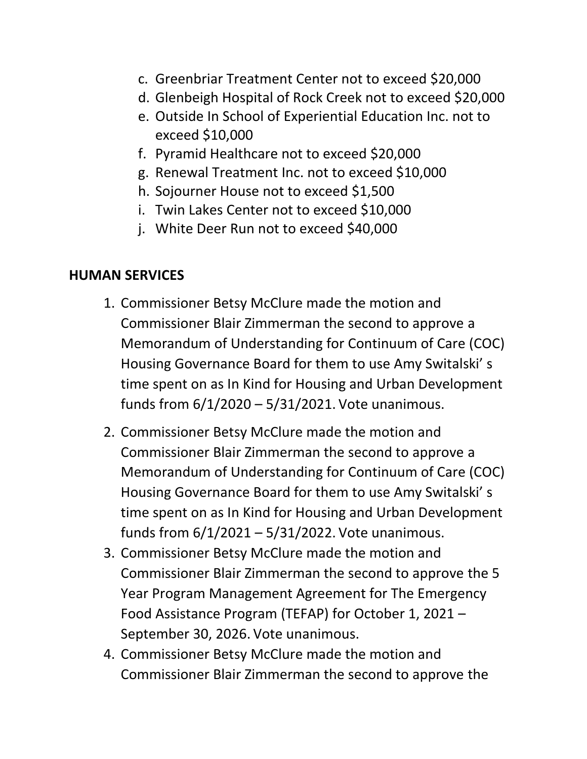c. Greenbriar Treatment Center not to exceed $20,000
d. Glenbeigh Hospital of Rock Creek not to exceed $20,000
e. Outside In School of Experiential Education Inc. not to exceed $10,000
f. Pyramid Healthcare not to exceed $20,000
g. Renewal Treatment Inc. not to exceed $10,000
h. Sojourner House not to exceed $1,500
i. Twin Lakes Center not to exceed $10,000
j. White Deer Run not to exceed $40,000

**HUMAN SERVICES**

1. Commissioner Betsy McClure made the motion and Commissioner Blair Zimmerman the second to approve a Memorandum of Understanding for Continuum of Care (COC) Housing Governance Board for them to use Amy Switalski' s time spent on as In Kind for Housing and Urban Development funds from 6/1/2020 – 5/31/2021. Vote unanimous.
2. Commissioner Betsy McClure made the motion and Commissioner Blair Zimmerman the second to approve a Memorandum of Understanding for Continuum of Care (COC) Housing Governance Board for them to use Amy Switalski' s time spent on as In Kind for Housing and Urban Development funds from 6/1/2021 – 5/31/2022. Vote unanimous.
3. Commissioner Betsy McClure made the motion and Commissioner Blair Zimmerman the second to approve the 5 Year Program Management Agreement for The Emergency Food Assistance Program (TEFAP) for October 1, 2021 – September 30, 2026. Vote unanimous.
4. Commissioner Betsy McClure made the motion and Commissioner Blair Zimmerman the second to approve the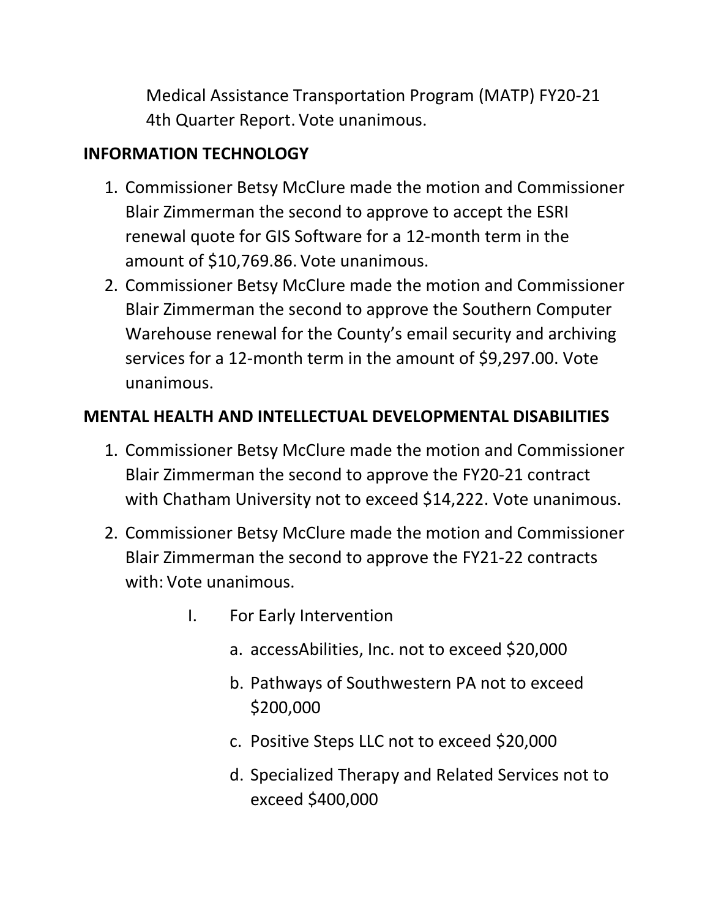Medical Assistance Transportation Program (MATP) FY20-21 4th Quarter Report. Vote unanimous.

**INFORMATION TECHNOLOGY**

1. Commissioner Betsy McClure made the motion and Commissioner Blair Zimmerman the second to approve to accept the ESRI renewal quote for GIS Software for a 12-month term in the amount of $10,769.86. Vote unanimous.
2. Commissioner Betsy McClure made the motion and Commissioner Blair Zimmerman the second to approve the Southern Computer Warehouse renewal for the County's email security and archiving services for a 12-month term in the amount of $9,297.00. Vote unanimous.

**MENTAL HEALTH AND INTELLECTUAL DEVELOPMENTAL DISABILITIES**

1. Commissioner Betsy McClure made the motion and Commissioner Blair Zimmerman the second to approve the FY20-21 contract with Chatham University not to exceed $14,222. Vote unanimous.
2. Commissioner Betsy McClure made the motion and Commissioner Blair Zimmerman the second to approve the FY21-22 contracts with: Vote unanimous.

    I. For Early Intervention

        a. accessAbilities, Inc. not to exceed $20,000
        b. Pathways of Southwestern PA not to exceed $200,000
        c. Positive Steps LLC not to exceed $20,000
        d. Specialized Therapy and Related Services not to exceed $400,000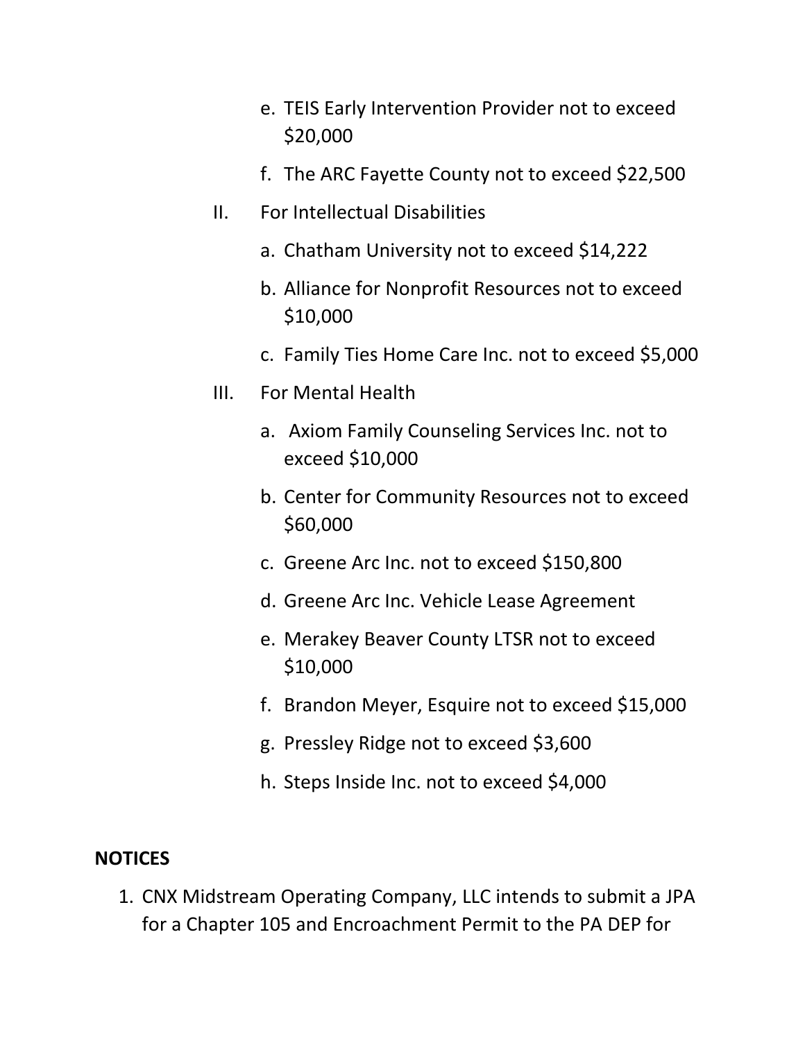e. TEIS Early Intervention Provider not to exceed $20,000
   f. The ARC Fayette County not to exceed $22,500

II. For Intellectual Disabilities
   a. Chatham University not to exceed $14,222
   b. Alliance for Nonprofit Resources not to exceed $10,000
   c. Family Ties Home Care Inc. not to exceed $5,000

III. For Mental Health
   a. Axiom Family Counseling Services Inc. not to exceed $10,000
   b. Center for Community Resources not to exceed $60,000
   c. Greene Arc Inc. not to exceed $150,800
   d. Greene Arc Inc. Vehicle Lease Agreement
   e. Merakey Beaver County LTSR not to exceed $10,000
   f. Brandon Meyer, Esquire not to exceed $15,000
   g. Pressley Ridge not to exceed $3,600
   h. Steps Inside Inc. not to exceed $4,000

**NOTICES**

1. CNX Midstream Operating Company, LLC intends to submit a JPA for a Chapter 105 and Encroachment Permit to the PA DEP for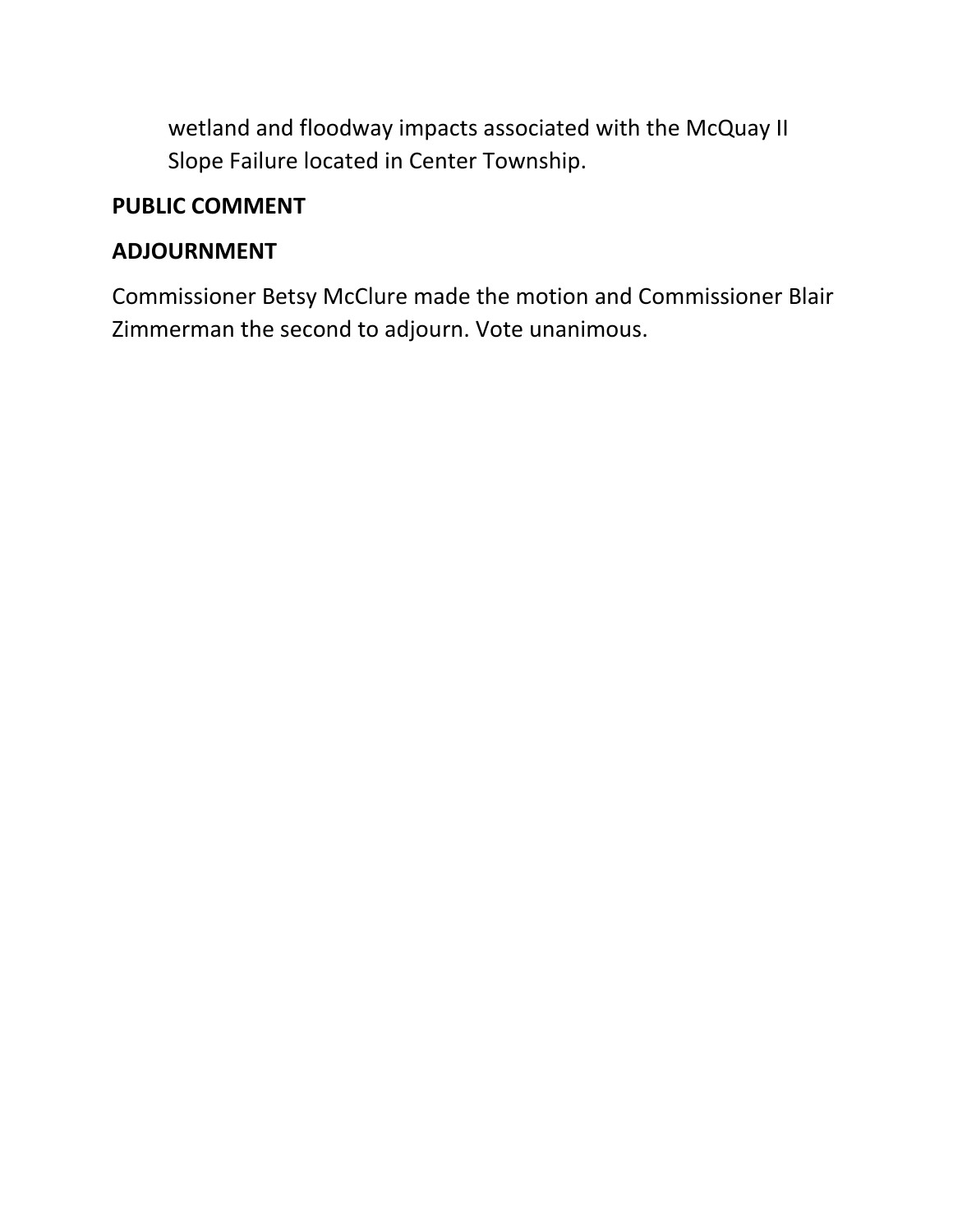wetland and floodway impacts associated with the McQuay II Slope Failure located in Center Township.

**PUBLIC COMMENT**

**ADJOURNMENT**

Commissioner Betsy McClure made the motion and Commissioner Blair Zimmerman the second to adjourn. Vote unanimous.